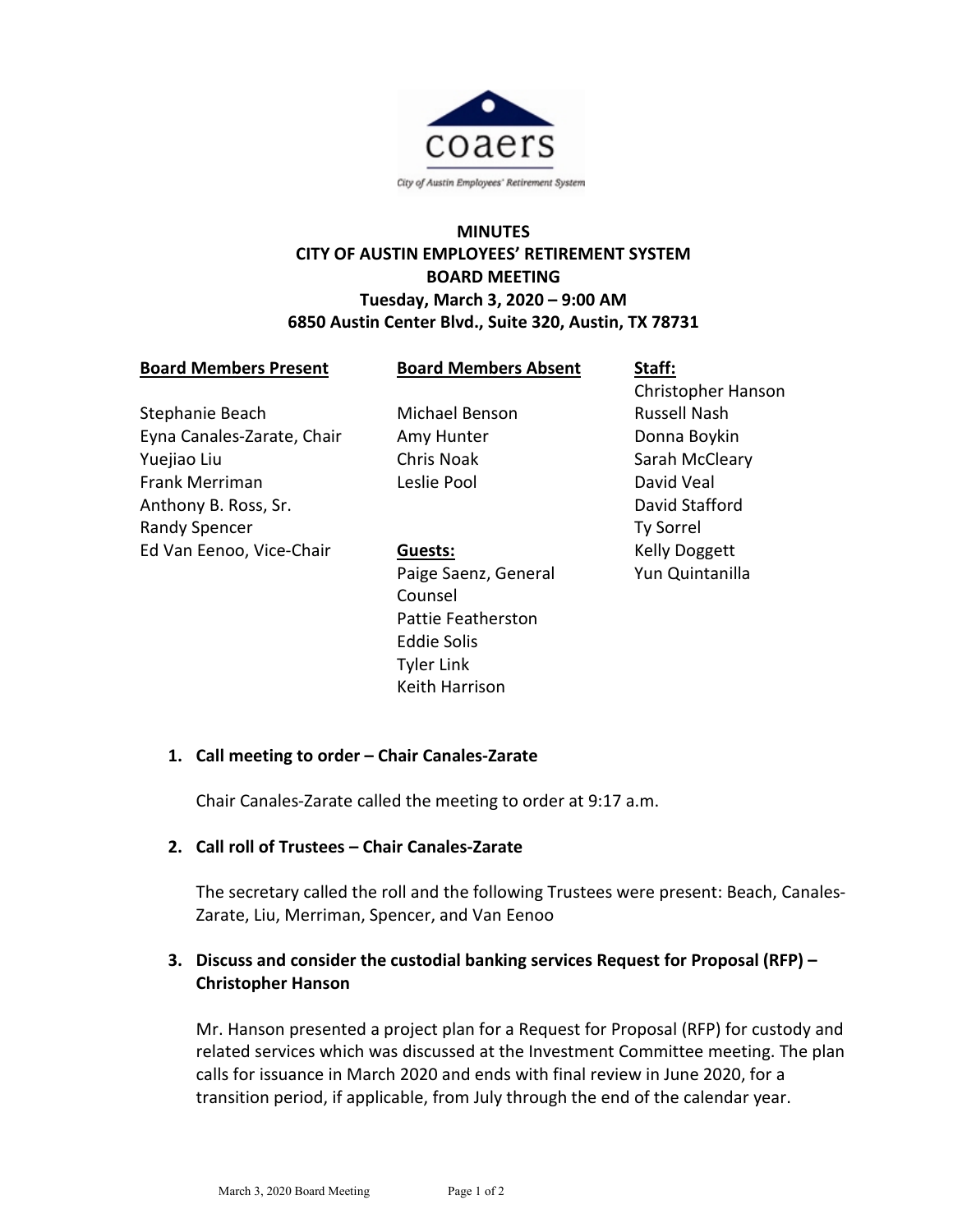coaers

City of Austin Employees' Retirement System

**MINUTES**
**CITY OF AUSTIN EMPLOYEES' RETIREMENT SYSTEM**
**BOARD MEETING**
**Tuesday, March 3, 2020 – 9:00 AM**
**6850 Austin Center Blvd., Suite 320, Austin, TX 78731**

| <u>**Board Members Present**</u> | <u>**Board Members Absent**</u> | <u>**Staff:**</u> |
|---|---|---|
| | | Christopher Hanson |
| Stephanie Beach | Michael Benson | Russell Nash |
| Eyna Canales-Zarate, Chair | Amy Hunter | Donna Boykin |
| Yuejiao Liu | Chris Noak | Sarah McCleary |
| Frank Merriman | Leslie Pool | David Veal |
| Anthony B. Ross, Sr. | | David Stafford |
| Randy Spencer | | Ty Sorrel |
| Ed Van Eenoo, Vice-Chair | <u>**Guests:**</u> | Kelly Doggett |
| | Paige Saenz, General Counsel | Yun Quintanilla |
| | Pattie Featherston | |
| | Eddie Solis | |
| | Tyler Link | |
| | Keith Harrison | |

1. **Call meeting to order – Chair Canales-Zarate**

   Chair Canales-Zarate called the meeting to order at 9:17 a.m.

2. **Call roll of Trustees – Chair Canales-Zarate**

   The secretary called the roll and the following Trustees were present: Beach, Canales-Zarate, Liu, Merriman, Spencer, and Van Eenoo

3. **Discuss and consider the custodial banking services Request for Proposal (RFP) – Christopher Hanson**

   Mr. Hanson presented a project plan for a Request for Proposal (RFP) for custody and related services which was discussed at the Investment Committee meeting. The plan calls for issuance in March 2020 and ends with final review in June 2020, for a transition period, if applicable, from July through the end of the calendar year.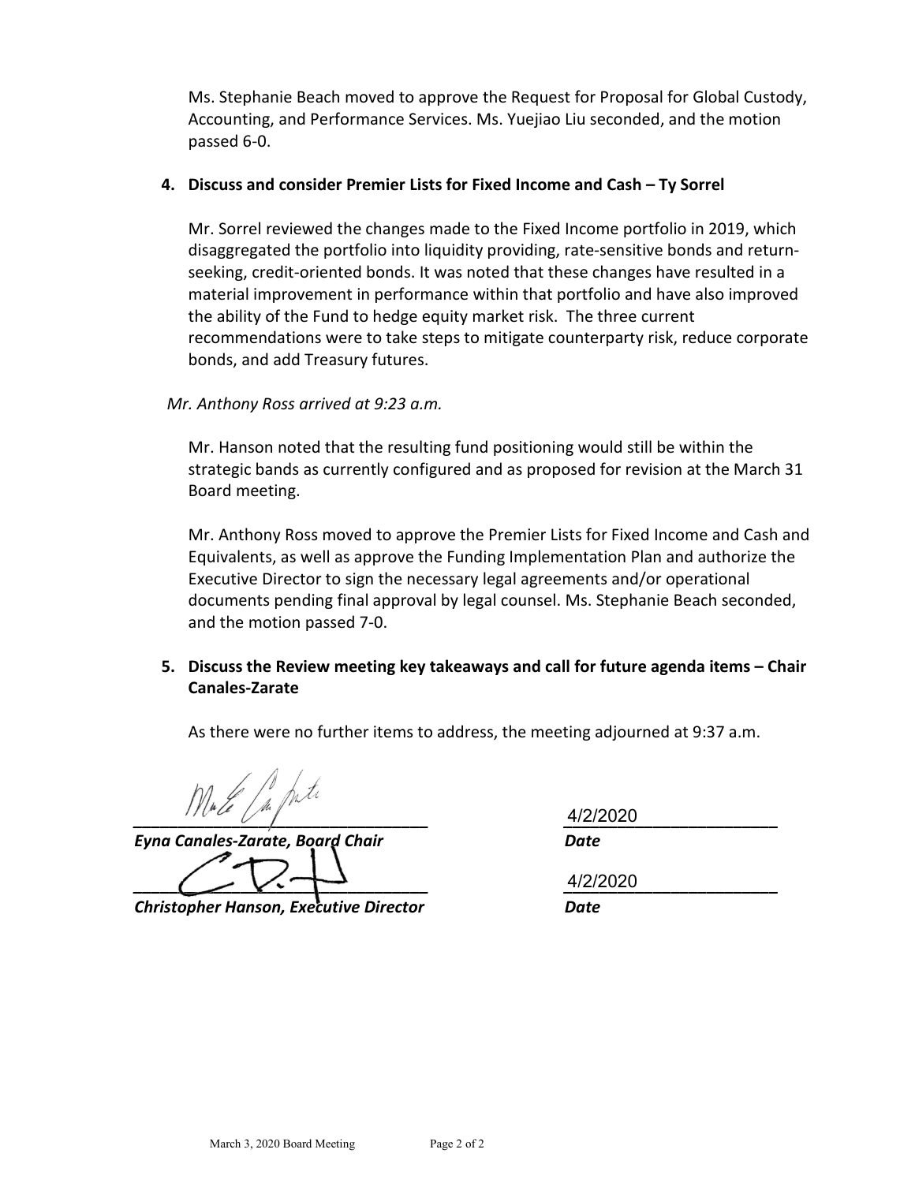Ms. Stephanie Beach moved to approve the Request for Proposal for Global Custody, Accounting, and Performance Services. Ms. Yuejiao Liu seconded, and the motion passed 6-0.

**4. Discuss and consider Premier Lists for Fixed Income and Cash – Ty Sorrel**

Mr. Sorrel reviewed the changes made to the Fixed Income portfolio in 2019, which disaggregated the portfolio into liquidity providing, rate-sensitive bonds and return-seeking, credit-oriented bonds. It was noted that these changes have resulted in a material improvement in performance within that portfolio and have also improved the ability of the Fund to hedge equity market risk. The three current recommendations were to take steps to mitigate counterparty risk, reduce corporate bonds, and add Treasury futures.

*Mr. Anthony Ross arrived at 9:23 a.m.*

Mr. Hanson noted that the resulting fund positioning would still be within the strategic bands as currently configured and as proposed for revision at the March 31 Board meeting.

Mr. Anthony Ross moved to approve the Premier Lists for Fixed Income and Cash and Equivalents, as well as approve the Funding Implementation Plan and authorize the Executive Director to sign the necessary legal agreements and/or operational documents pending final approval by legal counsel. Ms. Stephanie Beach seconded, and the motion passed 7-0.

**5. Discuss the Review meeting key takeaways and call for future agenda items – Chair Canales-Zarate**

As there were no further items to address, the meeting adjourned at 9:37 a.m.

_______________________________ 4/2/2020

***Eyna Canales-Zarate, Board Chair*** ***Date***

_______________________________ 4/2/2020

***Christopher Hanson, Executive Director*** ***Date***